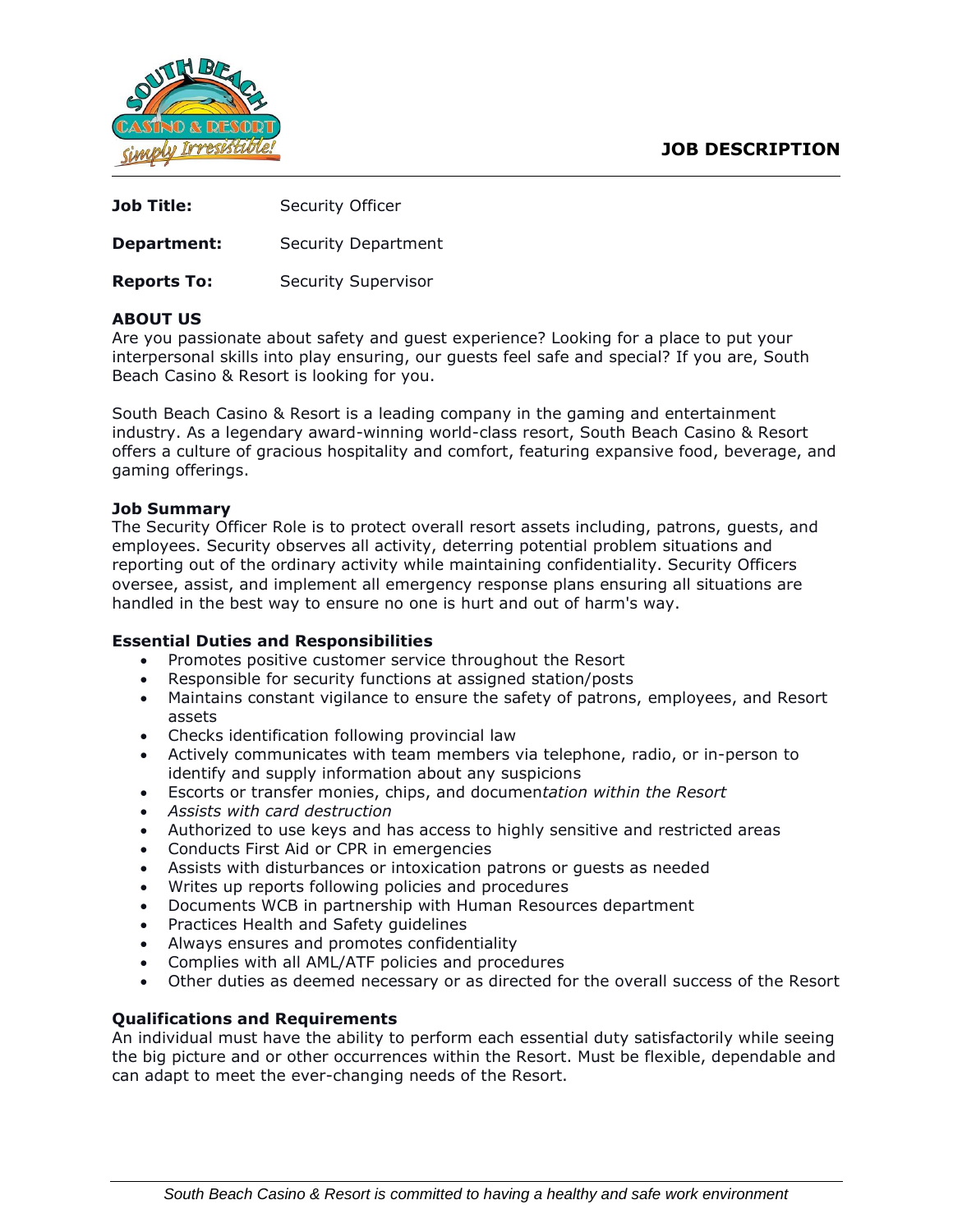# JOB DESCRIPTION

**Job Title:** Security Officer

**Department:** Security Department

**Reports To:** Security Supervisor

## ABOUT US

Are you passionate about safety and guest experience? Looking for a place to put your interpersonal skills into play ensuring, our guests feel safe and special? If you are, South Beach Casino & Resort is looking for you.

South Beach Casino & Resort is a leading company in the gaming and entertainment industry. As a legendary award-winning world-class resort, South Beach Casino & Resort offers a culture of gracious hospitality and comfort, featuring expansive food, beverage, and gaming offerings.

### Job Summary

The Security Officer Role is to protect overall resort assets including, patrons, guests, and employees. Security observes all activity, deterring potential problem situations and reporting out of the ordinary activity while maintaining confidentiality. Security Officers oversee, assist, and implement all emergency response plans ensuring all situations are handled in the best way to ensure no one is hurt and out of harm's way.

### Essential Duties and Responsibilities

- Promotes positive customer service throughout the Resort
- Responsible for security functions at assigned station/posts
- Maintains constant vigilance to ensure the safety of patrons, employees, and Resort assets
- Checks identification following provincial law
- Actively communicates with team members via telephone, radio, or in-person to identify and supply information about any suspicions
- Escorts or transfer monies, chips, and documen*tation within the Resort*
- *Assists with card destruction*
- Authorized to use keys and has access to highly sensitive and restricted areas
- Conducts First Aid or CPR in emergencies
- Assists with disturbances or intoxication patrons or guests as needed
- Writes up reports following policies and procedures
- Documents WCB in partnership with Human Resources department
- Practices Health and Safety guidelines
- Always ensures and promotes confidentiality
- Complies with all AML/ATF policies and procedures
- Other duties as deemed necessary or as directed for the overall success of the Resort

### Qualifications and Requirements

An individual must have the ability to perform each essential duty satisfactorily while seeing the big picture and or other occurrences within the Resort. Must be flexible, dependable and can adapt to meet the ever-changing needs of the Resort.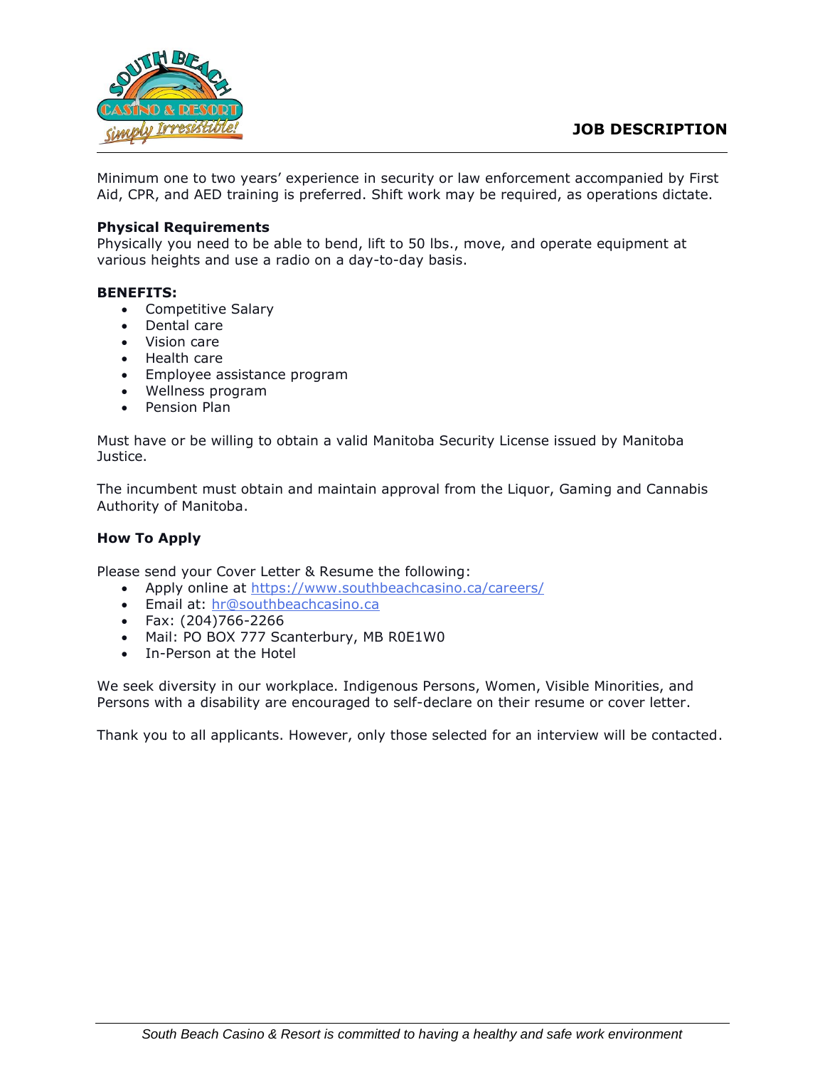Minimum one to two years' experience in security or law enforcement accompanied by First Aid, CPR, and AED training is preferred. Shift work may be required, as operations dictate.

**Physical Requirements**
Physically you need to be able to bend, lift to 50 lbs., move, and operate equipment at various heights and use a radio on a day-to-day basis.

**BENEFITS:**

- Competitive Salary
- Dental care
- Vision care
- Health care
- Employee assistance program
- Wellness program
- Pension Plan

Must have or be willing to obtain a valid Manitoba Security License issued by Manitoba Justice.

The incumbent must obtain and maintain approval from the Liquor, Gaming and Cannabis Authority of Manitoba.

**How To Apply**

Please send your Cover Letter & Resume the following:

- Apply online at https://www.southbeachcasino.ca/careers/
- Email at: hr@southbeachcasino.ca
- Fax: (204)766-2266
- Mail: PO BOX 777 Scanterbury, MB R0E1W0
- In-Person at the Hotel

We seek diversity in our workplace. Indigenous Persons, Women, Visible Minorities, and Persons with a disability are encouraged to self-declare on their resume or cover letter.

Thank you to all applicants. However, only those selected for an interview will be contacted.